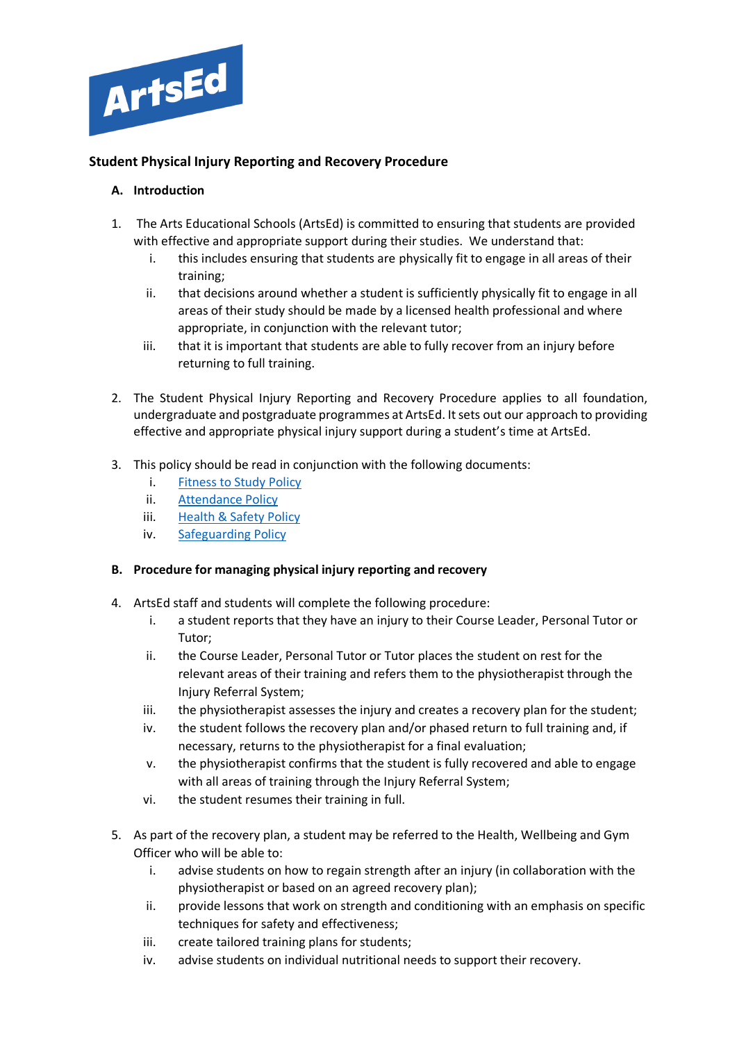ArtsEd

# Student Physical Injury Reporting and Recovery Procedure

## A. Introduction

1. The Arts Educational Schools (ArtsEd) is committed to ensuring that students are provided with effective and appropriate support during their studies. We understand that:
   i. this includes ensuring that students are physically fit to engage in all areas of their training;
   ii. that decisions around whether a student is sufficiently physically fit to engage in all areas of their study should be made by a licensed health professional and where appropriate, in conjunction with the relevant tutor;
   iii. that it is important that students are able to fully recover from an injury before returning to full training.

2. The Student Physical Injury Reporting and Recovery Procedure applies to all foundation, undergraduate and postgraduate programmes at ArtsEd. It sets out our approach to providing effective and appropriate physical injury support during a student's time at ArtsEd.

3. This policy should be read in conjunction with the following documents:
   i. Fitness to Study Policy
   ii. Attendance Policy
   iii. Health & Safety Policy
   iv. Safeguarding Policy

## B. Procedure for managing physical injury reporting and recovery

4. ArtsEd staff and students will complete the following procedure:
   i. a student reports that they have an injury to their Course Leader, Personal Tutor or Tutor;
   ii. the Course Leader, Personal Tutor or Tutor places the student on rest for the relevant areas of their training and refers them to the physiotherapist through the Injury Referral System;
   iii. the physiotherapist assesses the injury and creates a recovery plan for the student;
   iv. the student follows the recovery plan and/or phased return to full training and, if necessary, returns to the physiotherapist for a final evaluation;
   v. the physiotherapist confirms that the student is fully recovered and able to engage with all areas of training through the Injury Referral System;
   vi. the student resumes their training in full.

5. As part of the recovery plan, a student may be referred to the Health, Wellbeing and Gym Officer who will be able to:
   i. advise students on how to regain strength after an injury (in collaboration with the physiotherapist or based on an agreed recovery plan);
   ii. provide lessons that work on strength and conditioning with an emphasis on specific techniques for safety and effectiveness;
   iii. create tailored training plans for students;
   iv. advise students on individual nutritional needs to support their recovery.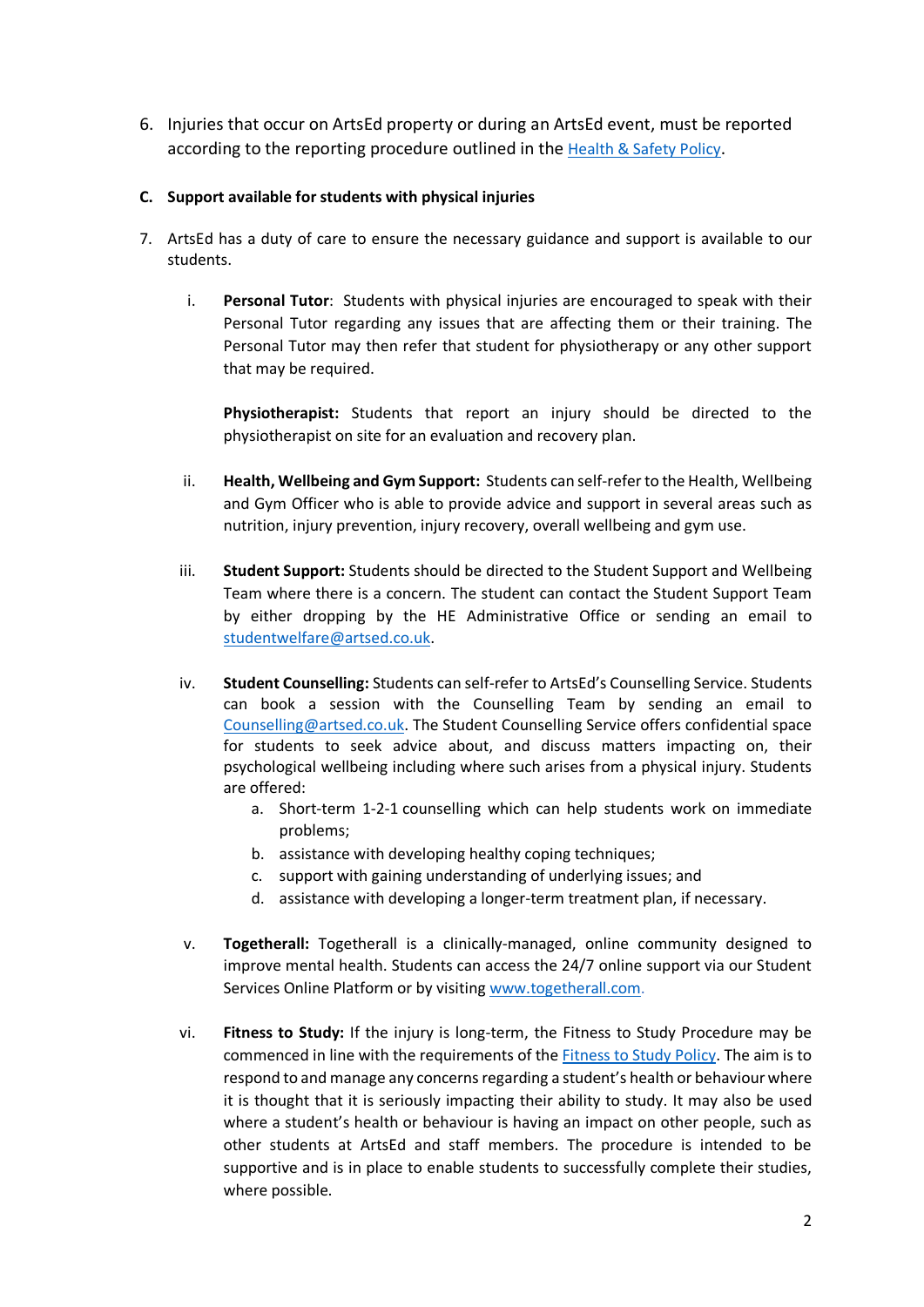6. Injuries that occur on ArtsEd property or during an ArtsEd event, must be reported according to the reporting procedure outlined in the [Health & Safety Policy](Health & Safety Policy).

**C. Support available for students with physical injuries**

7. ArtsEd has a duty of care to ensure the necessary guidance and support is available to our students.

    i. **Personal Tutor**: Students with physical injuries are encouraged to speak with their Personal Tutor regarding any issues that are affecting them or their training. The Personal Tutor may then refer that student for physiotherapy or any other support that may be required.

       **Physiotherapist:** Students that report an injury should be directed to the physiotherapist on site for an evaluation and recovery plan.

    ii. **Health, Wellbeing and Gym Support:** Students can self-refer to the Health, Wellbeing and Gym Officer who is able to provide advice and support in several areas such as nutrition, injury prevention, injury recovery, overall wellbeing and gym use.

    iii. **Student Support:** Students should be directed to the Student Support and Wellbeing Team where there is a concern. The student can contact the Student Support Team by either dropping by the HE Administrative Office or sending an email to studentwelfare@artsed.co.uk.

    iv. **Student Counselling:** Students can self-refer to ArtsEd's Counselling Service. Students can book a session with the Counselling Team by sending an email to Counselling@artsed.co.uk. The Student Counselling Service offers confidential space for students to seek advice about, and discuss matters impacting on, their psychological wellbeing including where such arises from a physical injury. Students are offered:
        a. Short-term 1-2-1 counselling which can help students work on immediate problems;
        b. assistance with developing healthy coping techniques;
        c. support with gaining understanding of underlying issues; and
        d. assistance with developing a longer-term treatment plan, if necessary.

    v. **Togetherall:** Togetherall is a clinically-managed, online community designed to improve mental health. Students can access the 24/7 online support via our Student Services Online Platform or by visiting www.togetherall.com.

    vi. **Fitness to Study:** If the injury is long-term, the Fitness to Study Procedure may be commenced in line with the requirements of the Fitness to Study Policy. The aim is to respond to and manage any concerns regarding a student's health or behaviour where it is thought that it is seriously impacting their ability to study. It may also be used where a student's health or behaviour is having an impact on other people, such as other students at ArtsEd and staff members. The procedure is intended to be supportive and is in place to enable students to successfully complete their studies, where possible.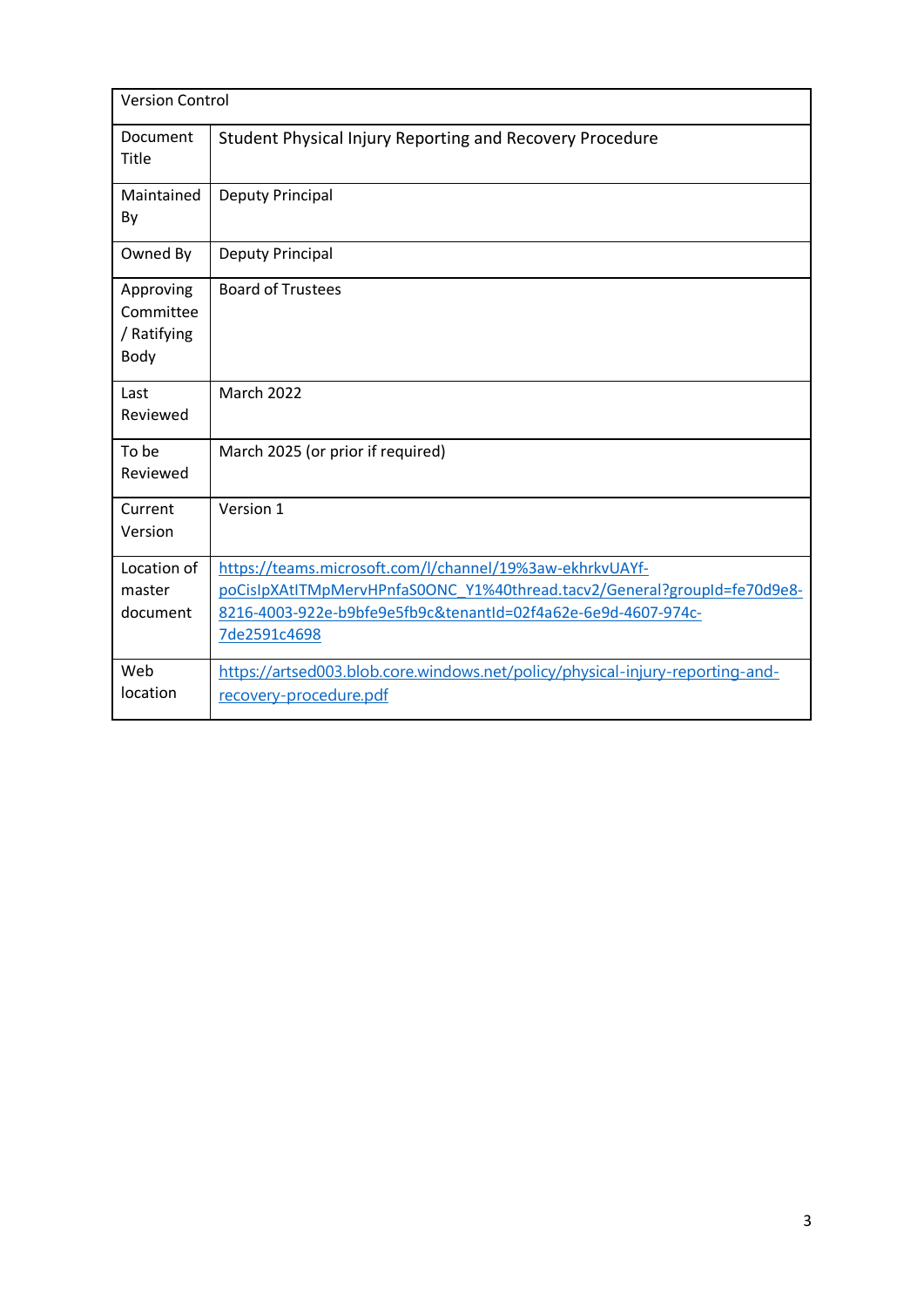| Version Control | |
|---|---|
| Document Title | Student Physical Injury Reporting and Recovery Procedure |
| Maintained By | Deputy Principal |
| Owned By | Deputy Principal |
| Approving Committee / Ratifying Body | Board of Trustees |
| Last Reviewed | March 2022 |
| To be Reviewed | March 2025 (or prior if required) |
| Current Version | Version 1 |
| Location of master document | https://teams.microsoft.com/l/channel/19%3aw-ekhrkvUAYf-poCisIpXAtITMpMervHPnfaS0ONC_Y1%40thread.tacv2/General?groupId=fe70d9e8-8216-4003-922e-b9bfe9e5fb9c&tenantId=02f4a62e-6e9d-4607-974c-7de2591c4698 |
| Web location | https://artsed003.blob.core.windows.net/policy/physical-injury-reporting-and-recovery-procedure.pdf |